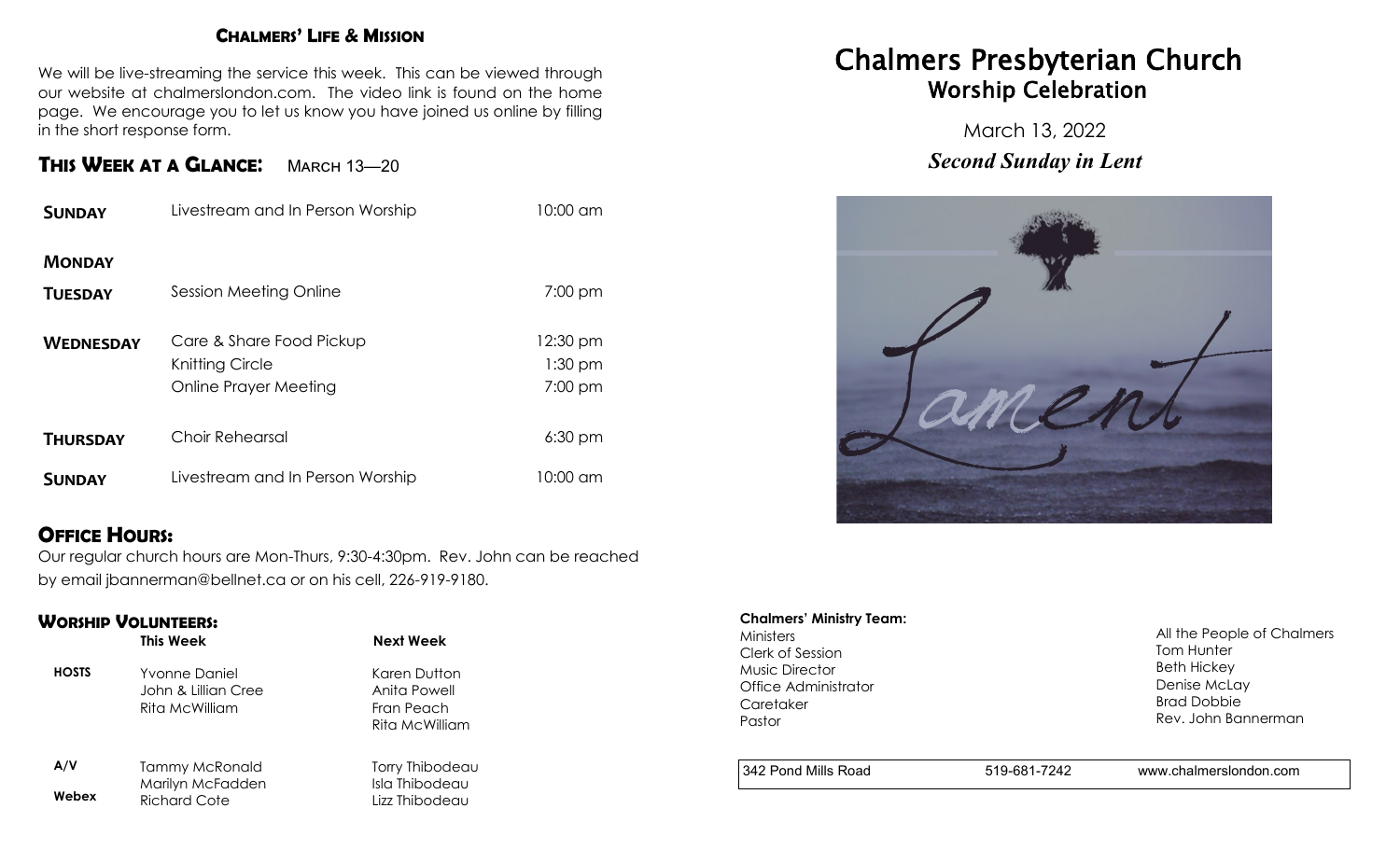## Chalmers' Life & Mission

We will be live-streaming the service this week. This can be viewed through our website at chalmerslondon.com. The video link is found on the home page. We encourage you to let us know you have joined us online by filling in the short response form.

## This Week at a Glance: March 13—20

| | | |
|---|---|---|
| **Sunday** | Livestream and In Person Worship | 10:00 am |
| **Monday** | | |
| **Tuesday** | Session Meeting Online | 7:00 pm |
| **Wednesday** | Care & Share Food Pickup | 12:30 pm |
| | Knitting Circle | 1:30 pm |
| | Online Prayer Meeting | 7:00 pm |
| **Thursday** | Choir Rehearsal | 6:30 pm |
| **Sunday** | Livestream and In Person Worship | 10:00 am |

## Office Hours:

Our regular church hours are Mon-Thurs, 9:30-4:30pm. Rev. John can be reached by email jbannerman@bellnet.ca or on his cell, 226-919-9180.

## Worship Volunteers:

| | This Week | Next Week |
|---|---|---|
| **HOSTS** | Yvonne Daniel<br>John & Lillian Cree<br>Rita McWilliam | Karen Dutton<br>Anita Powell<br>Fran Peach<br>Rita McWilliam |
| **A/V**<br>**Webex** | Tammy McRonald<br>Marilyn McFadden<br>Richard Cote | Torry Thibodeau<br>Isla Thibodeau<br>Lizz Thibodeau |

# Chalmers Presbyterian Church
## Worship Celebration

March 13, 2022

***Second Sunday in Lent***

Lament

**Chalmers' Ministry Team:**

| | |
|---|---|
| Ministers | All the People of Chalmers |
| Clerk of Session | Tom Hunter |
| Music Director | Beth Hickey |
| Office Administrator | Denise McLay |
| Caretaker | Brad Dobbie |
| Pastor | Rev. John Bannerman |

342 Pond Mills Road | 519-681-7242 | www.chalmerslondon.com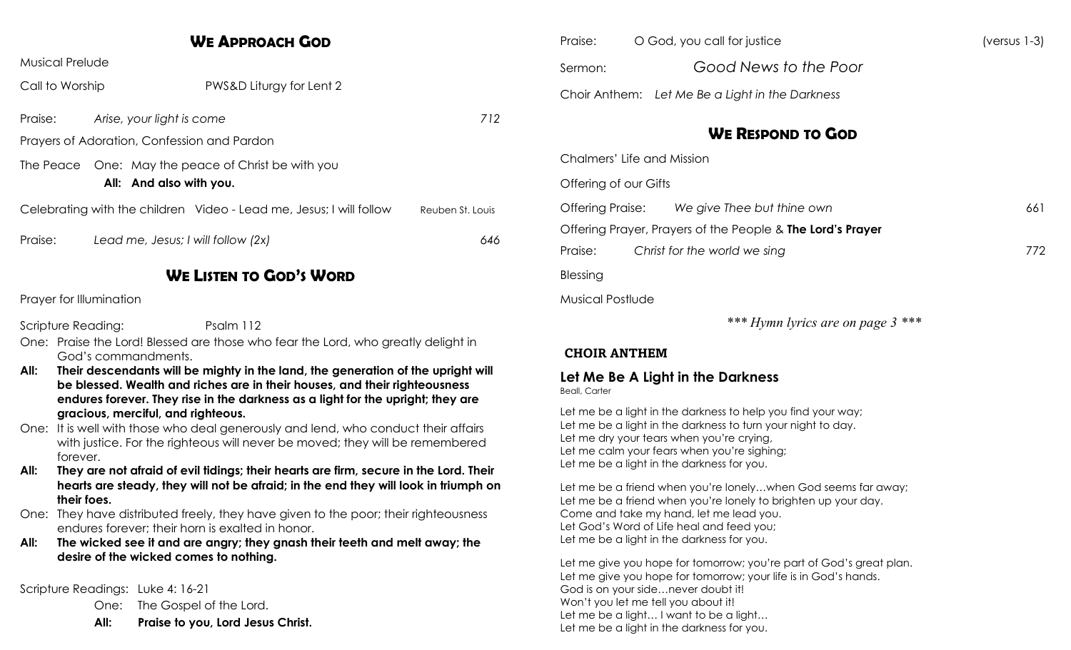## We Approach God

Musical Prelude

Call to Worship PWS&D Liturgy for Lent 2

Praise: *Arise, your light is come* 712

Prayers of Adoration, Confession and Pardon

The Peace One: May the peace of Christ be with you
**All: And also with you.**

Celebrating with the children Video - Lead me, Jesus; I will follow Reuben St. Louis

Praise: *Lead me, Jesus; I will follow (2x)* 646

## We Listen to God's Word

Prayer for Illumination

Scripture Reading: Psalm 112

One: Praise the Lord! Blessed are those who fear the Lord, who greatly delight in God's commandments.

**All: Their descendants will be mighty in the land, the generation of the upright will be blessed. Wealth and riches are in their houses, and their righteousness endures forever. They rise in the darkness as a light for the upright; they are gracious, merciful, and righteous.**

One: It is well with those who deal generously and lend, who conduct their affairs with justice. For the righteous will never be moved; they will be remembered forever.

**All: They are not afraid of evil tidings; their hearts are firm, secure in the Lord. Their hearts are steady, they will not be afraid; in the end they will look in triumph on their foes.**

One: They have distributed freely, they have given to the poor; their righteousness endures forever; their horn is exalted in honor.

**All: The wicked see it and are angry; they gnash their teeth and melt away; the desire of the wicked comes to nothing.**

Scripture Readings: Luke 4: 16-21

One: The Gospel of the Lord.

**All: Praise to you, Lord Jesus Christ.**

Praise: O God, you call for justice (versus 1-3)

Sermon: *Good News to the Poor*

Choir Anthem: *Let Me Be a Light in the Darkness*

## We Respond to God

Chalmers' Life and Mission

Offering of our Gifts

Offering Praise: *We give Thee but thine own* 661

Offering Prayer, Prayers of the People & **The Lord's Prayer**

Praise: *Christ for the world we sing* 772

Blessing

Musical Postlude

****** Hymn lyrics are on page 3 ******

### CHOIR ANTHEM

### Let Me Be A Light in the Darkness

Beall, Carter

Let me be a light in the darkness to help you find your way;
Let me be a light in the darkness to turn your night to day.
Let me dry your tears when you're crying,
Let me calm your fears when you're sighing;
Let me be a light in the darkness for you.

Let me be a friend when you're lonely…when God seems far away;
Let me be a friend when you're lonely to brighten up your day.
Come and take my hand, let me lead you.
Let God's Word of Life heal and feed you;
Let me be a light in the darkness for you.

Let me give you hope for tomorrow; you're part of God's great plan.
Let me give you hope for tomorrow; your life is in God's hands.
God is on your side…never doubt it!
Won't you let me tell you about it!
Let me be a light… I want to be a light…
Let me be a light in the darkness for you.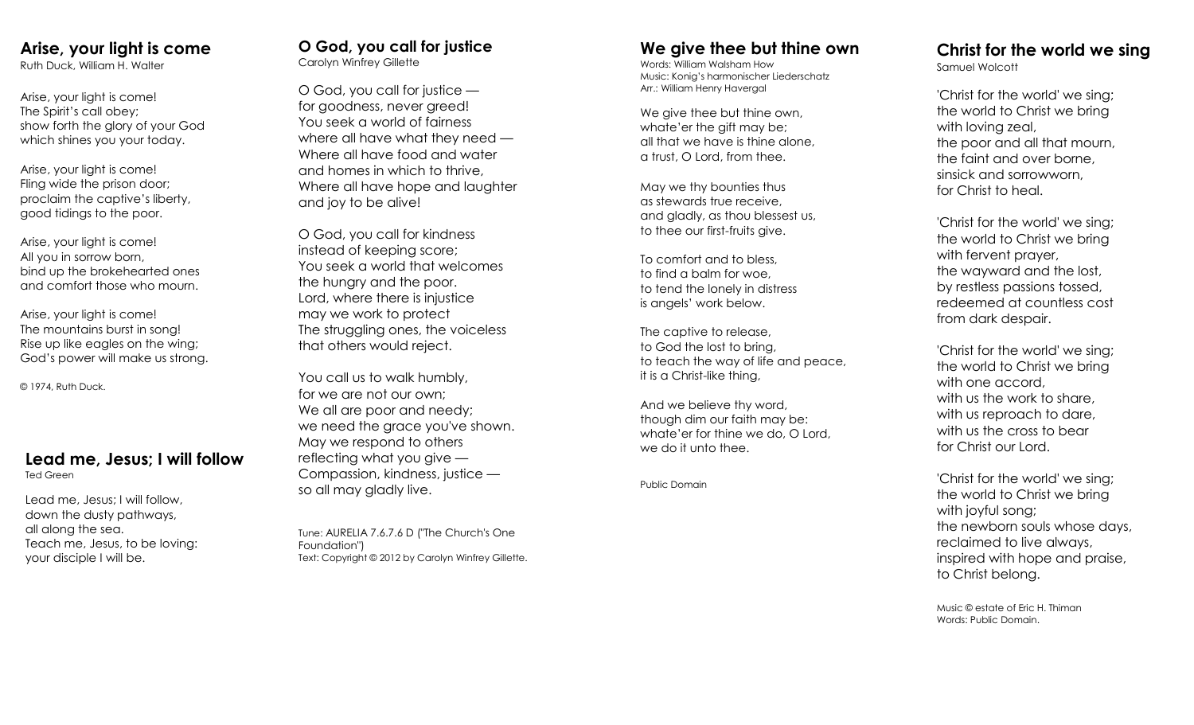## Arise, your light is come

Ruth Duck, William H. Walter

Arise, your light is come!
The Spirit's call obey;
show forth the glory of your God
which shines you your today.

Arise, your light is come!
Fling wide the prison door;
proclaim the captive's liberty,
good tidings to the poor.

Arise, your light is come!
All you in sorrow born,
bind up the brokehearted ones
and comfort those who mourn.

Arise, your light is come!
The mountains burst in song!
Rise up like eagles on the wing;
God's power will make us strong.

© 1974, Ruth Duck.

## Lead me, Jesus; I will follow

Ted Green

Lead me, Jesus; I will follow,
down the dusty pathways,
all along the sea.
Teach me, Jesus, to be loving:
your disciple I will be.

## O God, you call for justice

Carolyn Winfrey Gillette

O God, you call for justice —
for goodness, never greed!
You seek a world of fairness
where all have what they need —
Where all have food and water
and homes in which to thrive,
Where all have hope and laughter
and joy to be alive!

O God, you call for kindness
instead of keeping score;
You seek a world that welcomes
the hungry and the poor.
Lord, where there is injustice
may we work to protect
The struggling ones, the voiceless
that others would reject.

You call us to walk humbly,
for we are not our own;
We all are poor and needy;
we need the grace you've shown.
May we respond to others
reflecting what you give —
Compassion, kindness, justice —
so all may gladly live.

Tune: AURELIA 7.6.7.6 D ("The Church's One Foundation")
Text: Copyright © 2012 by Carolyn Winfrey Gillette.

## We give thee but thine own

Words: William Walsham How
Music: Konig's harmonischer Liederschatz
Arr.: William Henry Havergal

We give thee but thine own,
whate'er the gift may be;
all that we have is thine alone,
a trust, O Lord, from thee.

May we thy bounties thus
as stewards true receive,
and gladly, as thou blessest us,
to thee our first-fruits give.

To comfort and to bless,
to find a balm for woe,
to tend the lonely in distress
is angels' work below.

The captive to release,
to God the lost to bring,
to teach the way of life and peace,
it is a Christ-like thing,

And we believe thy word,
though dim our faith may be:
whate'er for thine we do, O Lord,
we do it unto thee.

Public Domain

## Christ for the world we sing

Samuel Wolcott

'Christ for the world' we sing;
the world to Christ we bring
with loving zeal,
the poor and all that mourn,
the faint and over borne,
sinsick and sorrowworn,
for Christ to heal.

'Christ for the world' we sing;
the world to Christ we bring
with fervent prayer,
the wayward and the lost,
by restless passions tossed,
redeemed at countless cost
from dark despair.

'Christ for the world' we sing;
the world to Christ we bring
with one accord,
with us the work to share,
with us reproach to dare,
with us the cross to bear
for Christ our Lord.

'Christ for the world' we sing;
the world to Christ we bring
with joyful song;
the newborn souls whose days,
reclaimed to live always,
inspired with hope and praise,
to Christ belong.

Music © estate of Eric H. Thiman
Words: Public Domain.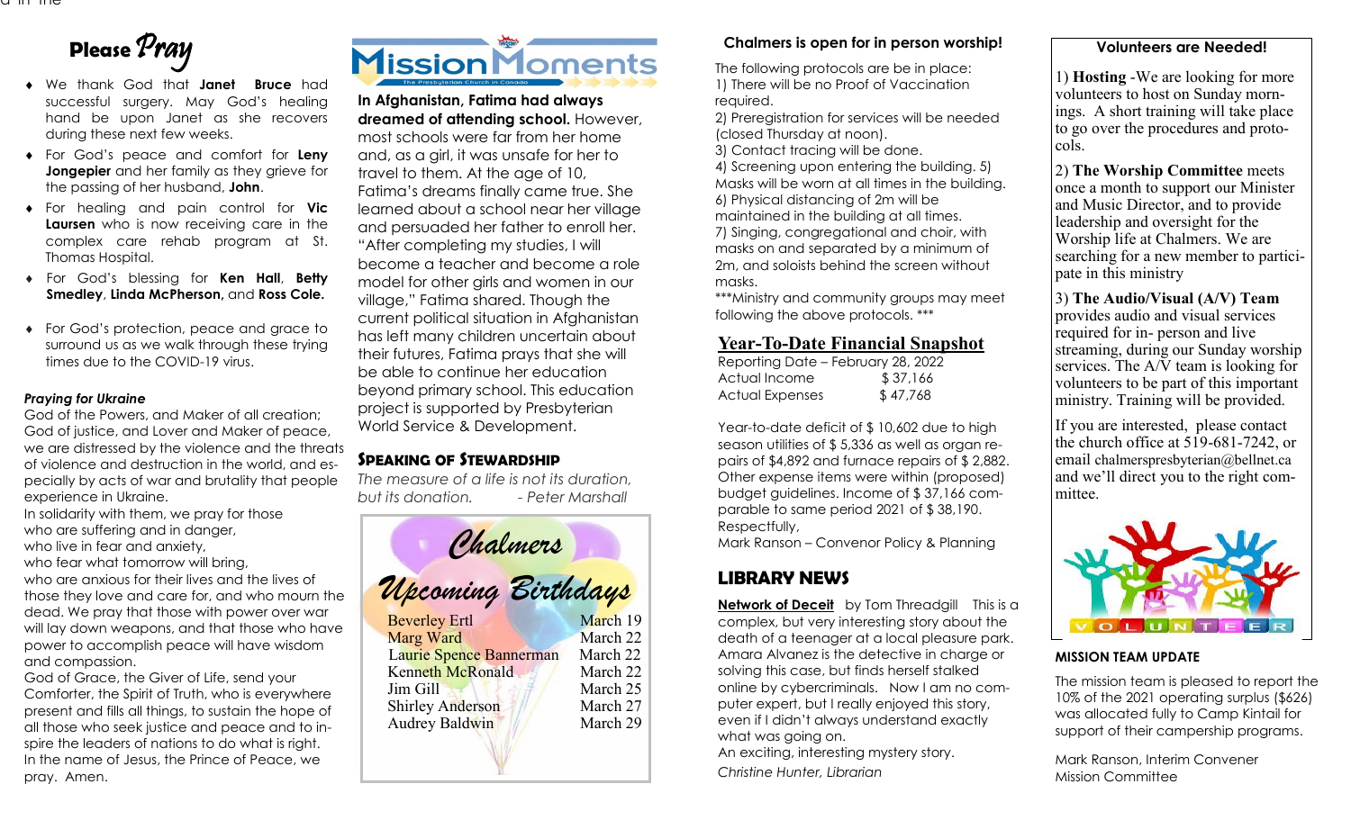# Please *Pray*

- We thank God that **Janet Bruce** had successful surgery. May God's healing hand be upon Janet as she recovers during these next few weeks.
- For God's peace and comfort for **Leny Jongepier** and her family as they grieve for the passing of her husband, **John**.
- For healing and pain control for **Vic Laursen** who is now receiving care in the complex care rehab program at St. Thomas Hospital.
- For God's blessing for **Ken Hall**, **Betty Smedley**, **Linda McPherson,** and **Ross Cole.**
- For God's protection, peace and grace to surround us as we walk through these trying times due to the COVID-19 virus.

***Praying for Ukraine***

God of the Powers, and Maker of all creation;
God of justice, and Lover and Maker of peace, we are distressed by the violence and the threats of violence and destruction in the world, and especially by acts of war and brutality that people experience in Ukraine.
In solidarity with them, we pray for those
who are suffering and in danger,
who live in fear and anxiety,
who fear what tomorrow will bring,
who are anxious for their lives and the lives of those they love and care for, and who mourn the dead. We pray that those with power over war will lay down weapons, and that those who have power to accomplish peace will have wisdom and compassion.
God of Grace, the Giver of Life, send your Comforter, the Spirit of Truth, who is everywhere present and fills all things, to sustain the hope of all those who seek justice and peace and to inspire the leaders of nations to do what is right.
In the name of Jesus, the Prince of Peace, we pray. Amen.

# Mission Moments

The Presbyterian Church in Canada

**In Afghanistan, Fatima had always dreamed of attending school.** However, most schools were far from her home and, as a girl, it was unsafe for her to travel to them. At the age of 10, Fatima's dreams finally came true. She learned about a school near her village and persuaded her father to enroll her. "After completing my studies, I will become a teacher and become a role model for other girls and women in our village," Fatima shared. Though the current political situation in Afghanistan has left many children uncertain about their futures, Fatima prays that she will be able to continue her education beyond primary school. This education project is supported by Presbyterian World Service & Development.

## Speaking of Stewardship

*The measure of a life is not its duration, but its donation. - Peter Marshall*

## *Chalmers Upcoming Birthdays*

| | |
|---|---|
| Beverley Ertl | March 19 |
| Marg Ward | March 22 |
| Laurie Spence Bannerman | March 22 |
| Kenneth McRonald | March 22 |
| Jim Gill | March 25 |
| Shirley Anderson | March 27 |
| Audrey Baldwin | March 29 |

## Chalmers is open for in person worship!

The following protocols are be in place:
1) There will be no Proof of Vaccination required.
2) Preregistration for services will be needed (closed Thursday at noon).
3) Contact tracing will be done.
4) Screening upon entering the building. 5) Masks will be worn at all times in the building.
6) Physical distancing of 2m will be maintained in the building at all times.
7) Singing, congregational and choir, with masks on and separated by a minimum of 2m, and soloists behind the screen without masks.
***Ministry and community groups may meet following the above protocols. ***

## Year-To-Date Financial Snapshot

Reporting Date – February 28, 2022

| | |
|---|---|
| Actual Income | $ 37,166 |
| Actual Expenses | $ 47,768 |

Year-to-date deficit of $ 10,602 due to high season utilities of $ 5,336 as well as organ repairs of $4,892 and furnace repairs of $ 2,882. Other expense items were within (proposed) budget guidelines. Income of $ 37,166 comparable to same period 2021 of $ 38,190.
Respectfully,
Mark Ranson – Convenor Policy & Planning

## LIBRARY NEWS

**Network of Deceit** by Tom Threadgill This is a complex, but very interesting story about the death of a teenager at a local pleasure park. Amara Alvanez is the detective in charge or solving this case, but finds herself stalked online by cybercriminals. Now I am no computer expert, but I really enjoyed this story, even if I didn't always understand exactly what was going on.
An exciting, interesting mystery story.
*Christine Hunter, Librarian*

## Volunteers are Needed!

1) **Hosting** -We are looking for more volunteers to host on Sunday mornings. A short training will take place to go over the procedures and protocols.

2) **The Worship Committee** meets once a month to support our Minister and Music Director, and to provide leadership and oversight for the Worship life at Chalmers. We are searching for a new member to participate in this ministry

3) **The Audio/Visual (A/V) Team** provides audio and visual services required for in- person and live streaming, during our Sunday worship services. The A/V team is looking for volunteers to be part of this important ministry. Training will be provided.

If you are interested, please contact the church office at 519-681-7242, or email chalmerspresbyterian@bellnet.ca and we'll direct you to the right committee.

## MISSION TEAM UPDATE

The mission team is pleased to report the 10% of the 2021 operating surplus ($626) was allocated fully to Camp Kintail for support of their campership programs.

Mark Ranson, Interim Convener
Mission Committee